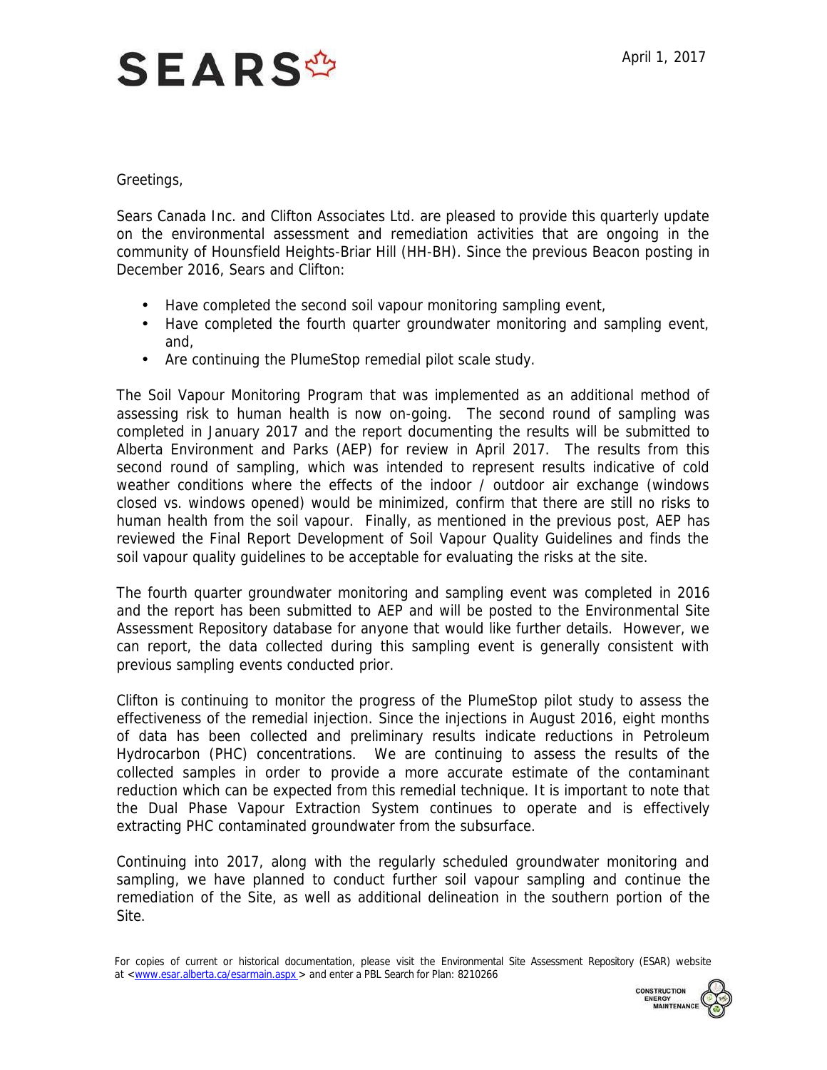SEARS

April 1, 2017

Greetings,

Sears Canada Inc. and Clifton Associates Ltd. are pleased to provide this quarterly update on the environmental assessment and remediation activities that are ongoing in the community of Hounsfield Heights-Briar Hill (HH-BH). Since the previous Beacon posting in December 2016, Sears and Clifton:

- Have completed the second soil vapour monitoring sampling event,
- Have completed the fourth quarter groundwater monitoring and sampling event, and,
- Are continuing the PlumeStop remedial pilot scale study.

The Soil Vapour Monitoring Program that was implemented as an additional method of assessing risk to human health is now on-going. The second round of sampling was completed in January 2017 and the report documenting the results will be submitted to Alberta Environment and Parks (AEP) for review in April 2017. The results from this second round of sampling, which was intended to represent results indicative of cold weather conditions where the effects of the indoor / outdoor air exchange (windows closed vs. windows opened) would be minimized, confirm that there are still no risks to human health from the soil vapour. Finally, as mentioned in the previous post, AEP has reviewed the Final Report Development of Soil Vapour Quality Guidelines and finds the soil vapour quality guidelines to be acceptable for evaluating the risks at the site.

The fourth quarter groundwater monitoring and sampling event was completed in 2016 and the report has been submitted to AEP and will be posted to the Environmental Site Assessment Repository database for anyone that would like further details. However, we can report, the data collected during this sampling event is generally consistent with previous sampling events conducted prior.

Clifton is continuing to monitor the progress of the PlumeStop pilot study to assess the effectiveness of the remedial injection. Since the injections in August 2016, eight months of data has been collected and preliminary results indicate reductions in Petroleum Hydrocarbon (PHC) concentrations. We are continuing to assess the results of the collected samples in order to provide a more accurate estimate of the contaminant reduction which can be expected from this remedial technique. It is important to note that the Dual Phase Vapour Extraction System continues to operate and is effectively extracting PHC contaminated groundwater from the subsurface.

Continuing into 2017, along with the regularly scheduled groundwater monitoring and sampling, we have planned to conduct further soil vapour sampling and continue the remediation of the Site, as well as additional delineation in the southern portion of the Site.

For copies of current or historical documentation, please visit the Environmental Site Assessment Repository (ESAR) website at <www.esar.alberta.ca/esarmain.aspx > and enter a PBL Search for Plan: 8210266

CONSTRUCTION ENERGY MAINTENANCE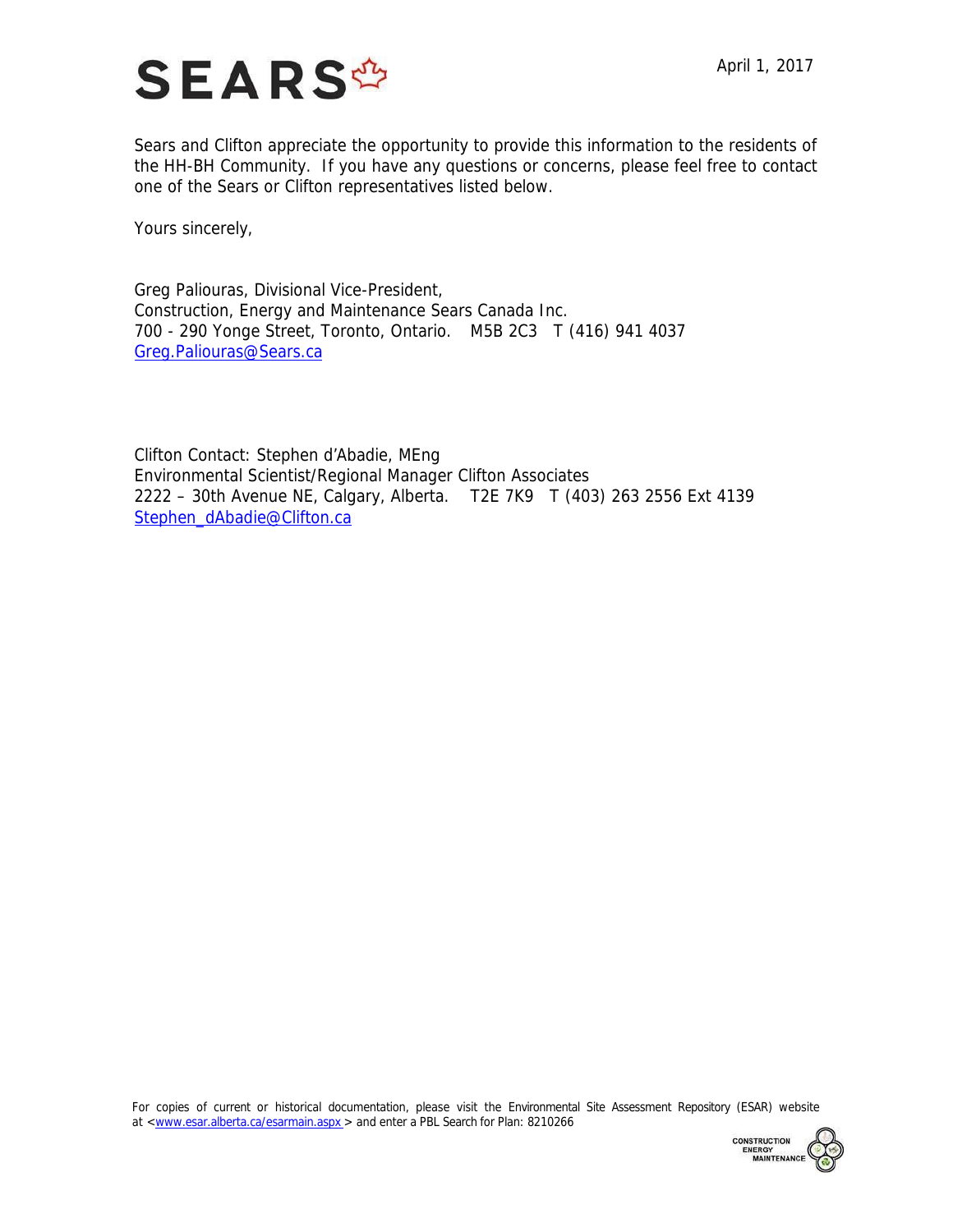April 1, 2017

Sears and Clifton appreciate the opportunity to provide this information to the residents of the HH-BH Community. If you have any questions or concerns, please feel free to contact one of the Sears or Clifton representatives listed below.

Yours sincerely,

Greg Paliouras, Divisional Vice-President,
Construction, Energy and Maintenance Sears Canada Inc.
700 - 290 Yonge Street, Toronto, Ontario. M5B 2C3 T (416) 941 4037
Greg.Paliouras@Sears.ca

Clifton Contact: Stephen d'Abadie, MEng
Environmental Scientist/Regional Manager Clifton Associates
2222 – 30th Avenue NE, Calgary, Alberta. T2E 7K9 T (403) 263 2556 Ext 4139
Stephen_dAbadie@Clifton.ca

For copies of current or historical documentation, please visit the Environmental Site Assessment Repository (ESAR) website at <www.esar.alberta.ca/esarmain.aspx > and enter a PBL Search for Plan: 8210266